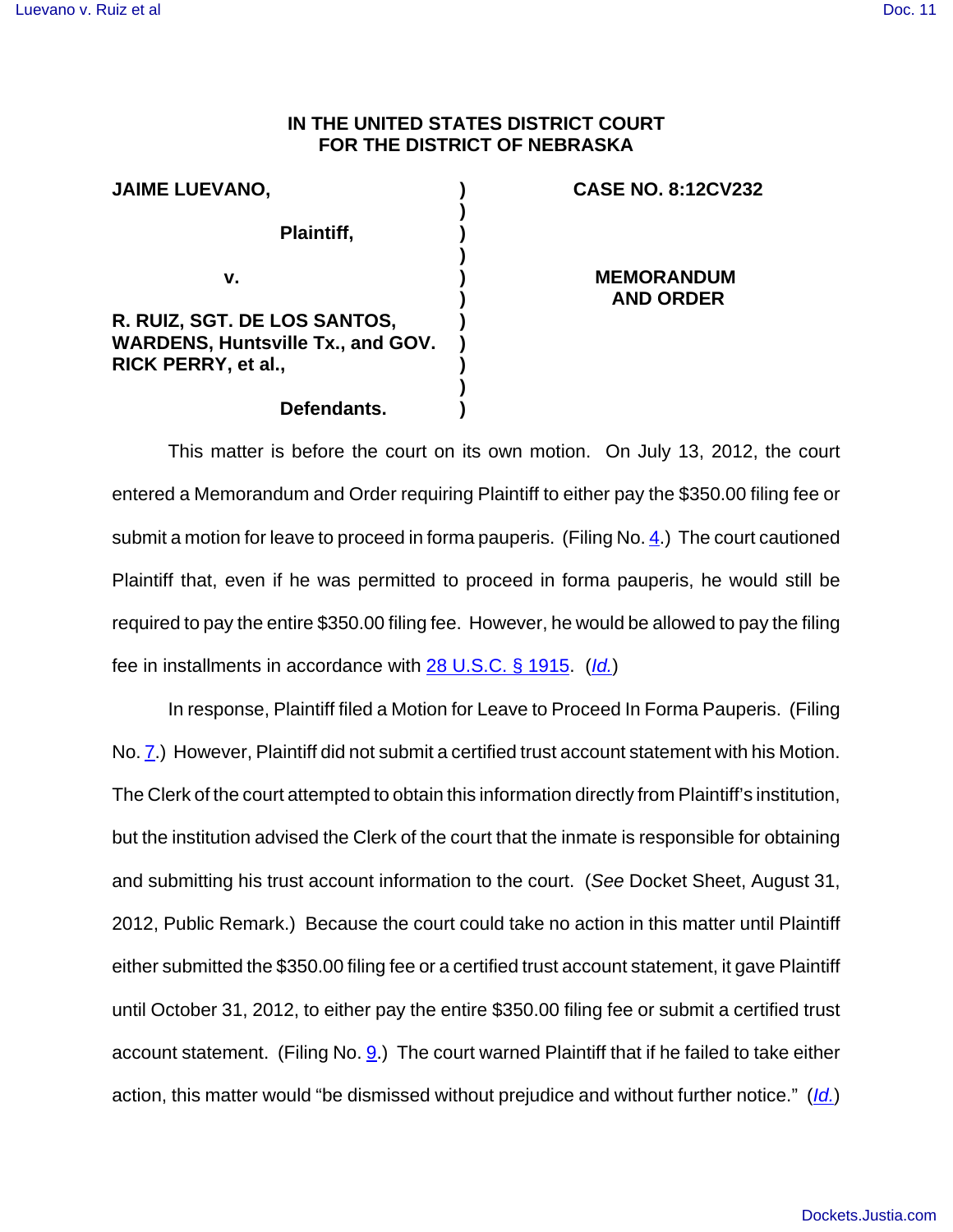**IN THE UNITED STATES DISTRICT COURT**
**FOR THE DISTRICT OF NEBRASKA**

| | | |
|---|---|---|
| **JAIME LUEVANO,** | ) | **CASE NO. 8:12CV232** |
| | ) | |
| **Plaintiff,** | ) | |
| | ) | |
| **v.** | ) | **MEMORANDUM AND ORDER** |
| | ) | |
| **R. RUIZ, SGT. DE LOS SANTOS, WARDENS, Huntsville Tx., and GOV. RICK PERRY, et al.,** | ) | |
| | ) | |
| **Defendants.** | ) | |

This matter is before the court on its own motion. On July 13, 2012, the court entered a Memorandum and Order requiring Plaintiff to either pay the $350.00 filing fee or submit a motion for leave to proceed in forma pauperis. (Filing No. 4.) The court cautioned Plaintiff that, even if he was permitted to proceed in forma pauperis, he would still be required to pay the entire $350.00 filing fee. However, he would be allowed to pay the filing fee in installments in accordance with 28 U.S.C. § 1915. (*Id.*)

In response, Plaintiff filed a Motion for Leave to Proceed In Forma Pauperis. (Filing No. 7.) However, Plaintiff did not submit a certified trust account statement with his Motion. The Clerk of the court attempted to obtain this information directly from Plaintiff's institution, but the institution advised the Clerk of the court that the inmate is responsible for obtaining and submitting his trust account information to the court. (*See* Docket Sheet, August 31, 2012, Public Remark.) Because the court could take no action in this matter until Plaintiff either submitted the $350.00 filing fee or a certified trust account statement, it gave Plaintiff until October 31, 2012, to either pay the entire $350.00 filing fee or submit a certified trust account statement. (Filing No. 9.) The court warned Plaintiff that if he failed to take either action, this matter would "be dismissed without prejudice and without further notice." (*Id.*)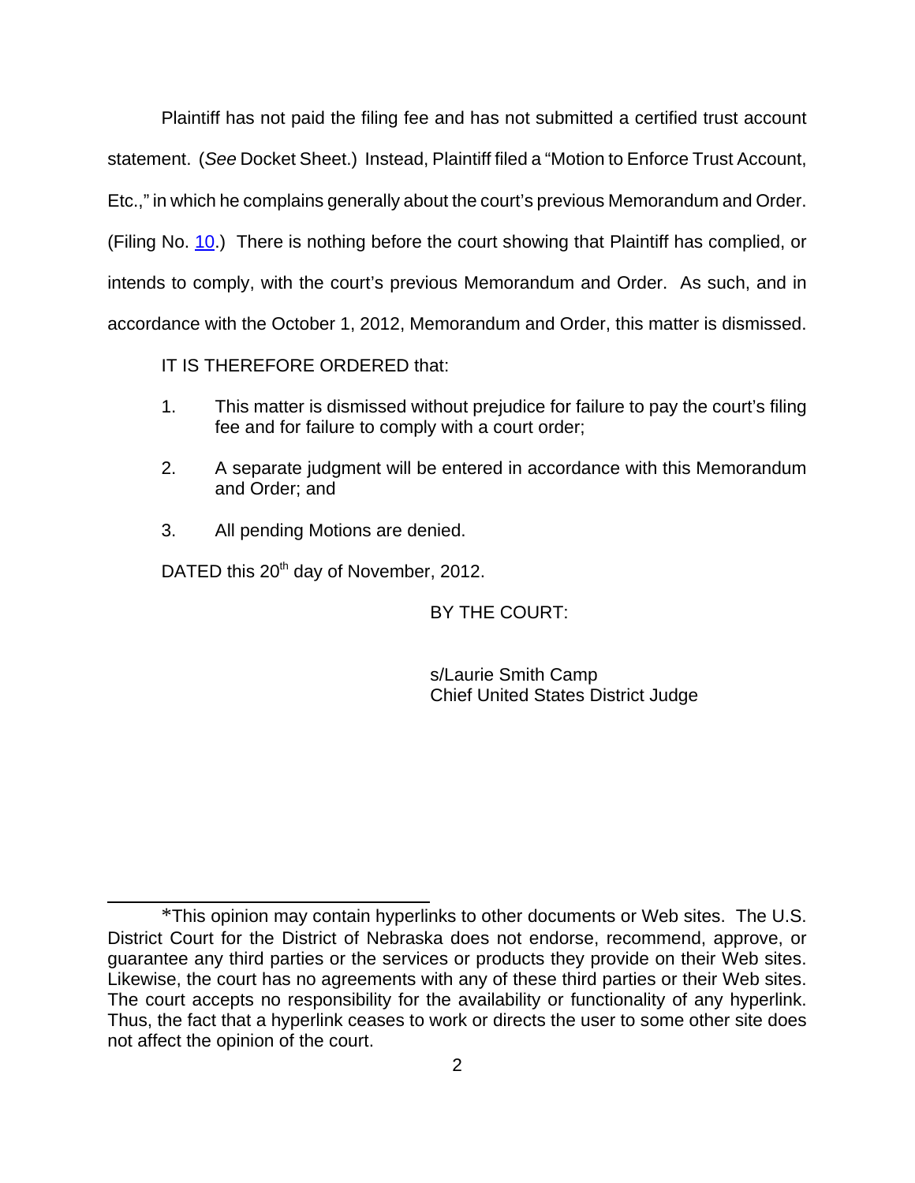Plaintiff has not paid the filing fee and has not submitted a certified trust account statement. (*See* Docket Sheet.) Instead, Plaintiff filed a "Motion to Enforce Trust Account, Etc.," in which he complains generally about the court's previous Memorandum and Order. (Filing No. 10.) There is nothing before the court showing that Plaintiff has complied, or intends to comply, with the court's previous Memorandum and Order. As such, and in accordance with the October 1, 2012, Memorandum and Order, this matter is dismissed.

IT IS THEREFORE ORDERED that:

1. This matter is dismissed without prejudice for failure to pay the court's filing fee and for failure to comply with a court order;

2. A separate judgment will be entered in accordance with this Memorandum and Order; and

3. All pending Motions are denied.

DATED this 20th day of November, 2012.

BY THE COURT:

s/Laurie Smith Camp
Chief United States District Judge

---

*This opinion may contain hyperlinks to other documents or Web sites. The U.S. District Court for the District of Nebraska does not endorse, recommend, approve, or guarantee any third parties or the services or products they provide on their Web sites. Likewise, the court has no agreements with any of these third parties or their Web sites. The court accepts no responsibility for the availability or functionality of any hyperlink. Thus, the fact that a hyperlink ceases to work or directs the user to some other site does not affect the opinion of the court.